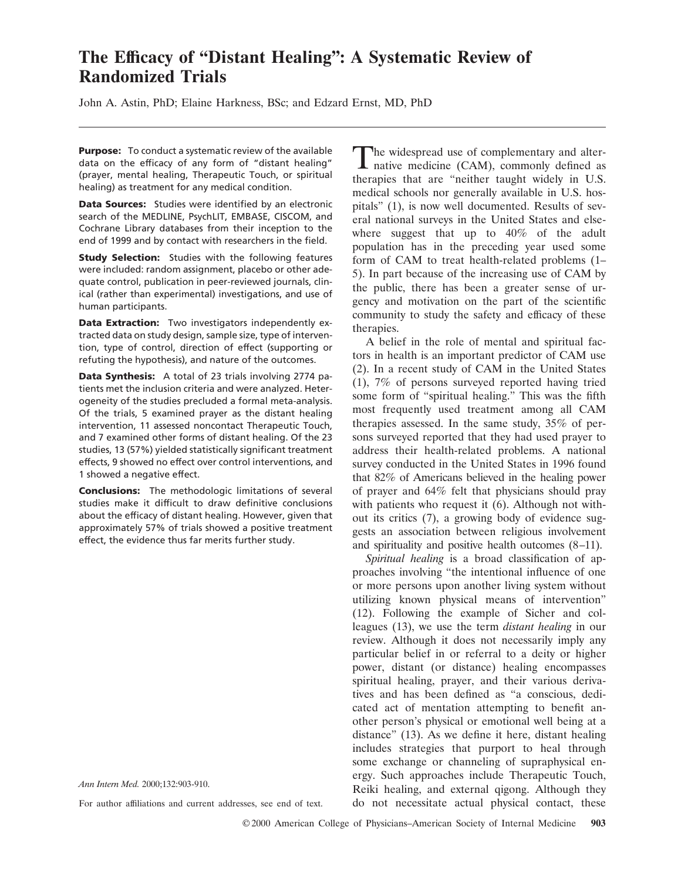# The Efficacy of "Distant Healing": A Systematic Review of Randomized Trials

John A. Astin, PhD; Elaine Harkness, BSc; and Edzard Ernst, MD, PhD

**Purpose:** To conduct a systematic review of the available data on the efficacy of any form of "distant healing" (prayer, mental healing, Therapeutic Touch, or spiritual healing) as treatment for any medical condition.

**Data Sources:** Studies were identified by an electronic search of the MEDLINE, PsychLIT, EMBASE, CISCOM, and Cochrane Library databases from their inception to the end of 1999 and by contact with researchers in the field.

**Study Selection:** Studies with the following features were included: random assignment, placebo or other adequate control, publication in peer-reviewed journals, clinical (rather than experimental) investigations, and use of human participants.

**Data Extraction:** Two investigators independently extracted data on study design, sample size, type of intervention, type of control, direction of effect (supporting or refuting the hypothesis), and nature of the outcomes.

**Data Synthesis:** A total of 23 trials involving 2774 patients met the inclusion criteria and were analyzed. Heterogeneity of the studies precluded a formal meta-analysis. Of the trials, 5 examined prayer as the distant healing intervention, 11 assessed noncontact Therapeutic Touch, and 7 examined other forms of distant healing. Of the 23 studies, 13 (57%) yielded statistically significant treatment effects, 9 showed no effect over control interventions, and 1 showed a negative effect.

**Conclusions:** The methodologic limitations of several studies make it difficult to draw definitive conclusions about the efficacy of distant healing. However, given that approximately 57% of trials showed a positive treatment effect, the evidence thus far merits further study.

*Ann Intern Med.* 2000;132:903-910.

For author affiliations and current addresses, see end of text.

The widespread use of complementary and alternative medicine (CAM), commonly defined as therapies that are "neither taught widely in U.S. medical schools nor generally available in U.S. hospitals" (1), is now well documented. Results of several national surveys in the United States and elsewhere suggest that up to 40% of the adult population has in the preceding year used some form of CAM to treat health-related problems (1–5). In part because of the increasing use of CAM by the public, there has been a greater sense of urgency and motivation on the part of the scientific community to study the safety and efficacy of these therapies.

A belief in the role of mental and spiritual factors in health is an important predictor of CAM use (2). In a recent study of CAM in the United States (1), 7% of persons surveyed reported having tried some form of "spiritual healing." This was the fifth most frequently used treatment among all CAM therapies assessed. In the same study, 35% of persons surveyed reported that they had used prayer to address their health-related problems. A national survey conducted in the United States in 1996 found that 82% of Americans believed in the healing power of prayer and 64% felt that physicians should pray with patients who request it (6). Although not without its critics (7), a growing body of evidence suggests an association between religious involvement and spirituality and positive health outcomes (8–11).

*Spiritual healing* is a broad classification of approaches involving "the intentional influence of one or more persons upon another living system without utilizing known physical means of intervention" (12). Following the example of Sicher and colleagues (13), we use the term *distant healing* in our review. Although it does not necessarily imply any particular belief in or referral to a deity or higher power, distant (or distance) healing encompasses spiritual healing, prayer, and their various derivatives and has been defined as "a conscious, dedicated act of mentation attempting to benefit another person's physical or emotional well being at a distance" (13). As we define it here, distant healing includes strategies that purport to heal through some exchange or channeling of supraphysical energy. Such approaches include Therapeutic Touch, Reiki healing, and external qigong. Although they do not necessitate actual physical contact, these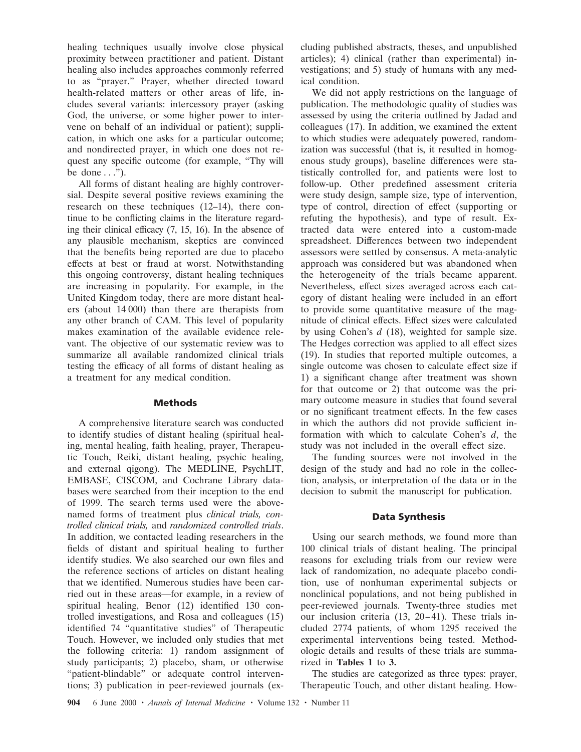healing techniques usually involve close physical proximity between practitioner and patient. Distant healing also includes approaches commonly referred to as "prayer." Prayer, whether directed toward health-related matters or other areas of life, includes several variants: intercessory prayer (asking God, the universe, or some higher power to intervene on behalf of an individual or patient); supplication, in which one asks for a particular outcome; and nondirected prayer, in which one does not request any specific outcome (for example, "Thy will be done . . .").

All forms of distant healing are highly controversial. Despite several positive reviews examining the research on these techniques (12–14), there continue to be conflicting claims in the literature regarding their clinical efficacy (7, 15, 16). In the absence of any plausible mechanism, skeptics are convinced that the benefits being reported are due to placebo effects at best or fraud at worst. Notwithstanding this ongoing controversy, distant healing techniques are increasing in popularity. For example, in the United Kingdom today, there are more distant healers (about 14 000) than there are therapists from any other branch of CAM. This level of popularity makes examination of the available evidence relevant. The objective of our systematic review was to summarize all available randomized clinical trials testing the efficacy of all forms of distant healing as a treatment for any medical condition.

## Methods

A comprehensive literature search was conducted to identify studies of distant healing (spiritual healing, mental healing, faith healing, prayer, Therapeutic Touch, Reiki, distant healing, psychic healing, and external qigong). The MEDLINE, PsychLIT, EMBASE, CISCOM, and Cochrane Library databases were searched from their inception to the end of 1999. The search terms used were the above-named forms of treatment plus *clinical trials, controlled clinical trials,* and *randomized controlled trials*. In addition, we contacted leading researchers in the fields of distant and spiritual healing to further identify studies. We also searched our own files and the reference sections of articles on distant healing that we identified. Numerous studies have been carried out in these areas—for example, in a review of spiritual healing, Benor (12) identified 130 controlled investigations, and Rosa and colleagues (15) identified 74 "quantitative studies" of Therapeutic Touch. However, we included only studies that met the following criteria: 1) random assignment of study participants; 2) placebo, sham, or otherwise "patient-blindable" or adequate control interventions; 3) publication in peer-reviewed journals (excluding published abstracts, theses, and unpublished articles); 4) clinical (rather than experimental) investigations; and 5) study of humans with any medical condition.

We did not apply restrictions on the language of publication. The methodologic quality of studies was assessed by using the criteria outlined by Jadad and colleagues (17). In addition, we examined the extent to which studies were adequately powered, randomization was successful (that is, it resulted in homogenous study groups), baseline differences were statistically controlled for, and patients were lost to follow-up. Other predefined assessment criteria were study design, sample size, type of intervention, type of control, direction of effect (supporting or refuting the hypothesis), and type of result. Extracted data were entered into a custom-made spreadsheet. Differences between two independent assessors were settled by consensus. A meta-analytic approach was considered but was abandoned when the heterogeneity of the trials became apparent. Nevertheless, effect sizes averaged across each category of distant healing were included in an effort to provide some quantitative measure of the magnitude of clinical effects. Effect sizes were calculated by using Cohen's $d$ (18), weighted for sample size. The Hedges correction was applied to all effect sizes (19). In studies that reported multiple outcomes, a single outcome was chosen to calculate effect size if 1) a significant change after treatment was shown for that outcome or 2) that outcome was the primary outcome measure in studies that found several or no significant treatment effects. In the few cases in which the authors did not provide sufficient information with which to calculate Cohen's $d$, the study was not included in the overall effect size.

The funding sources were not involved in the design of the study and had no role in the collection, analysis, or interpretation of the data or in the decision to submit the manuscript for publication.

## Data Synthesis

Using our search methods, we found more than 100 clinical trials of distant healing. The principal reasons for excluding trials from our review were lack of randomization, no adequate placebo condition, use of nonhuman experimental subjects or nonclinical populations, and not being published in peer-reviewed journals. Twenty-three studies met our inclusion criteria (13, 20–41). These trials included 2774 patients, of whom 1295 received the experimental interventions being tested. Methodologic details and results of these trials are summarized in **Tables 1** to **3.**

The studies are categorized as three types: prayer, Therapeutic Touch, and other distant healing. How-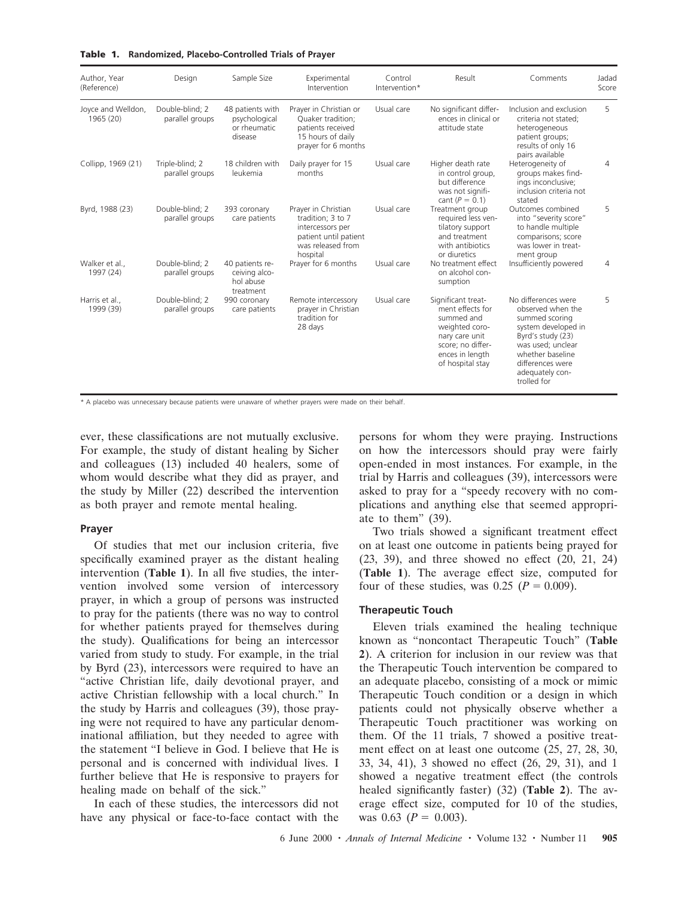**Table 1. Randomized, Placebo-Controlled Trials of Prayer**

| Author, Year (Reference) | Design | Sample Size | Experimental Intervention | Control Intervention* | Result | Comments | Jadad Score |
|---|---|---|---|---|---|---|---|
| Joyce and Welldon, 1965 (20) | Double-blind; 2 parallel groups | 48 patients with psychological or rheumatic disease | Prayer in Christian or Quaker tradition; patients received 15 hours of daily prayer for 6 months | Usual care | No significant differences in clinical or attitude state | Inclusion and exclusion criteria not stated; heterogeneous patient groups; results of only 16 pairs available | 5 |
| Collipp, 1969 (21) | Triple-blind; 2 parallel groups | 18 children with leukemia | Daily prayer for 15 months | Usual care | Higher death rate in control group, but difference was not significant ($P = 0.1$) | Heterogeneity of groups makes findings inconclusive; inclusion criteria not stated | 4 |
| Byrd, 1988 (23) | Double-blind; 2 parallel groups | 393 coronary care patients | Prayer in Christian tradition; 3 to 7 intercessors per patient until patient was released from hospital | Usual care | Treatment group required less ventilatory support and treatment with antibiotics or diuretics | Outcomes combined into "severity score" to handle multiple comparisons; score was lower in treatment group | 5 |
| Walker et al., 1997 (24) | Double-blind; 2 parallel groups | 40 patients receiving alcohol abuse treatment | Prayer for 6 months | Usual care | No treatment effect on alcohol consumption | Insufficiently powered | 4 |
| Harris et al., 1999 (39) | Double-blind; 2 parallel groups | 990 coronary care patients | Remote intercessory prayer in Christian tradition for 28 days | Usual care | Significant treatment effects for summed and weighted coronary care unit score; no differences in length of hospital stay | No differences were observed when the summed scoring system developed in Byrd's study (23) was used; unclear whether baseline differences were adequately controlled for | 5 |

\* A placebo was unnecessary because patients were unaware of whether prayers were made on their behalf.

ever, these classifications are not mutually exclusive. For example, the study of distant healing by Sicher and colleagues (13) included 40 healers, some of whom would describe what they did as prayer, and the study by Miller (22) described the intervention as both prayer and remote mental healing.

### Prayer

Of studies that met our inclusion criteria, five specifically examined prayer as the distant healing intervention (**Table 1**). In all five studies, the intervention involved some version of intercessory prayer, in which a group of persons was instructed to pray for the patients (there was no way to control for whether patients prayed for themselves during the study). Qualifications for being an intercessor varied from study to study. For example, in the trial by Byrd (23), intercessors were required to have an "active Christian life, daily devotional prayer, and active Christian fellowship with a local church." In the study by Harris and colleagues (39), those praying were not required to have any particular denominational affiliation, but they needed to agree with the statement "I believe in God. I believe that He is personal and is concerned with individual lives. I further believe that He is responsive to prayers for healing made on behalf of the sick."

In each of these studies, the intercessors did not have any physical or face-to-face contact with the persons for whom they were praying. Instructions on how the intercessors should pray were fairly open-ended in most instances. For example, in the trial by Harris and colleagues (39), intercessors were asked to pray for a "speedy recovery with no complications and anything else that seemed appropriate to them" (39).

Two trials showed a significant treatment effect on at least one outcome in patients being prayed for (23, 39), and three showed no effect (20, 21, 24) (**Table 1**). The average effect size, computed for four of these studies, was 0.25 ($P = 0.009$).

### Therapeutic Touch

Eleven trials examined the healing technique known as "noncontact Therapeutic Touch" (**Table 2**). A criterion for inclusion in our review was that the Therapeutic Touch intervention be compared to an adequate placebo, consisting of a mock or mimic Therapeutic Touch condition or a design in which patients could not physically observe whether a Therapeutic Touch practitioner was working on them. Of the 11 trials, 7 showed a positive treatment effect on at least one outcome (25, 27, 28, 30, 33, 34, 41), 3 showed no effect (26, 29, 31), and 1 showed a negative treatment effect (the controls healed significantly faster) (32) (**Table 2**). The average effect size, computed for 10 of the studies, was 0.63 ($P = 0.003$).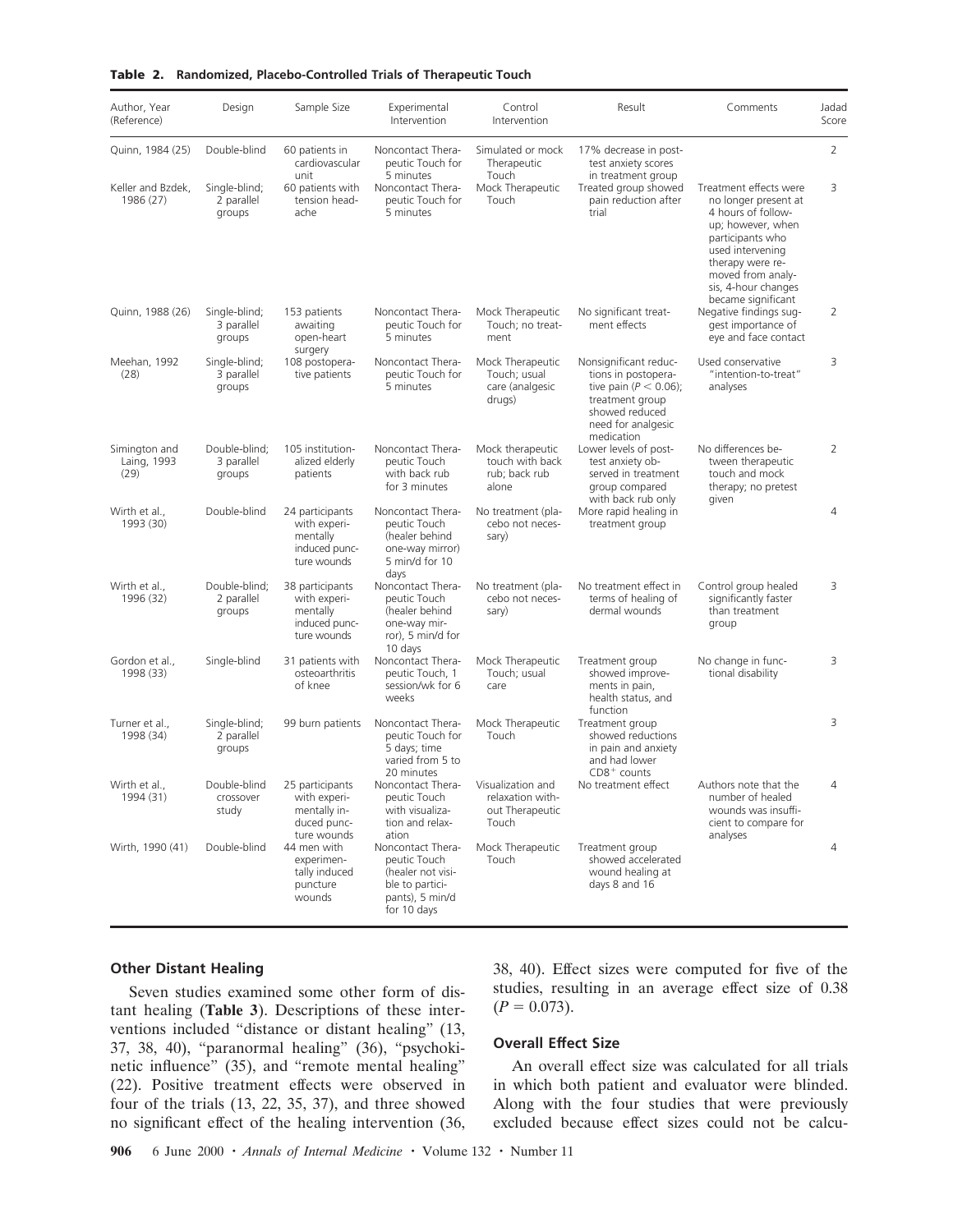**Table 2. Randomized, Placebo-Controlled Trials of Therapeutic Touch**

| Author, Year (Reference) | Design | Sample Size | Experimental Intervention | Control Intervention | Result | Comments | Jadad Score |
|---|---|---|---|---|---|---|---|
| Quinn, 1984 (25) | Double-blind | 60 patients in cardiovascular unit | Noncontact Therapeutic Touch for 5 minutes | Simulated or mock Therapeutic Touch | 17% decrease in posttest anxiety scores in treatment group | | 2 |
| Keller and Bzdek, 1986 (27) | Single-blind; 2 parallel groups | 60 patients with tension headache | Noncontact Therapeutic Touch for 5 minutes | Mock Therapeutic Touch | Treated group showed pain reduction after trial | Treatment effects were no longer present at 4 hours of follow-up; however, when participants who used intervening therapy were removed from analysis, 4-hour changes became significant | 3 |
| Quinn, 1988 (26) | Single-blind; 3 parallel groups | 153 patients awaiting open-heart surgery | Noncontact Therapeutic Touch for 5 minutes | Mock Therapeutic Touch; no treatment | No significant treatment effects | Negative findings suggest importance of eye and face contact | 2 |
| Meehan, 1992 (28) | Single-blind; 3 parallel groups | 108 postoperative patients | Noncontact Therapeutic Touch for 5 minutes | Mock Therapeutic Touch; usual care (analgesic drugs) | Nonsignificant reductions in postoperative pain ($P < 0.06$); treatment group showed reduced need for analgesic medication | Used conservative "intention-to-treat" analyses | 3 |
| Simington and Laing, 1993 (29) | Double-blind; 3 parallel groups | 105 institutionalized elderly patients | Noncontact Therapeutic Touch with back rub for 3 minutes | Mock therapeutic touch with back rub; back rub alone | Lower levels of posttest anxiety observed in treatment group compared with back rub only | No differences between therapeutic touch and mock therapy; no pretest given | 2 |
| Wirth et al., 1993 (30) | Double-blind | 24 participants with experimentally induced puncture wounds | Noncontact Therapeutic Touch (healer behind one-way mirror) 5 min/d for 10 days | No treatment (placebo not necessary) | More rapid healing in treatment group | | 4 |
| Wirth et al., 1996 (32) | Double-blind; 2 parallel groups | 38 participants with experimentally induced puncture wounds | Noncontact Therapeutic Touch (healer behind one-way mirror), 5 min/d for 10 days | No treatment (placebo not necessary) | No treatment effect in terms of healing of dermal wounds | Control group healed significantly faster than treatment group | 3 |
| Gordon et al., 1998 (33) | Single-blind | 31 patients with osteoarthritis of knee | Noncontact Therapeutic Touch, 1 session/wk for 6 weeks | Mock Therapeutic Touch; usual care | Treatment group showed improvements in pain, health status, and function | No change in functional disability | 3 |
| Turner et al., 1998 (34) | Single-blind; 2 parallel groups | 99 burn patients | Noncontact Therapeutic Touch for 5 days; time varied from 5 to 20 minutes | Mock Therapeutic Touch | Treatment group showed reductions in pain and anxiety and had lower $CD8^+$ counts | | 3 |
| Wirth et al., 1994 (31) | Double-blind crossover study | 25 participants with experimentally induced puncture wounds | Noncontact Therapeutic Touch with visualization and relaxation | Visualization and relaxation without Therapeutic Touch | No treatment effect | Authors note that the number of healed wounds was insufficient to compare for analyses | 4 |
| Wirth, 1990 (41) | Double-blind | 44 men with experimentally induced puncture wounds | Noncontact Therapeutic Touch (healer not visible to participants), 5 min/d for 10 days | Mock Therapeutic Touch | Treatment group showed accelerated wound healing at days 8 and 16 | | 4 |

### Other Distant Healing

Seven studies examined some other form of distant healing (**Table 3**). Descriptions of these interventions included "distance or distant healing" (13, 37, 38, 40), "paranormal healing" (36), "psychokinetic influence" (35), and "remote mental healing" (22). Positive treatment effects were observed in four of the trials (13, 22, 35, 37), and three showed no significant effect of the healing intervention (36, 38, 40). Effect sizes were computed for five of the studies, resulting in an average effect size of 0.38 ($P = 0.073$).

### Overall Effect Size

An overall effect size was calculated for all trials in which both patient and evaluator were blinded. Along with the four studies that were previously excluded because effect sizes could not be calcu-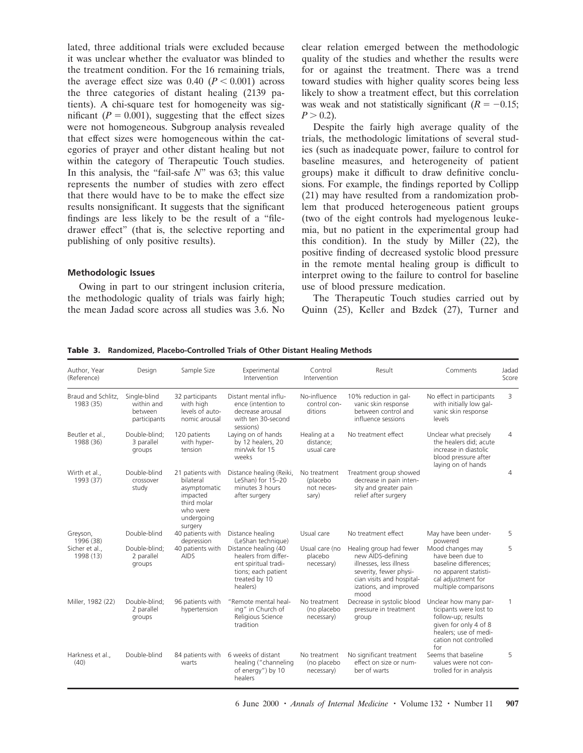lated, three additional trials were excluded because it was unclear whether the evaluator was blinded to the treatment condition. For the 16 remaining trials, the average effect size was 0.40 ($P < 0.001$) across the three categories of distant healing (2139 patients). A chi-square test for homogeneity was significant ($P = 0.001$), suggesting that the effect sizes were not homogeneous. Subgroup analysis revealed that effect sizes were homogeneous within the categories of prayer and other distant healing but not within the category of Therapeutic Touch studies. In this analysis, the "fail-safe $N$" was 63; this value represents the number of studies with zero effect that there would have to be to make the effect size results nonsignificant. It suggests that the significant findings are less likely to be the result of a "file-drawer effect" (that is, the selective reporting and publishing of only positive results).

### Methodologic Issues

Owing in part to our stringent inclusion criteria, the methodologic quality of trials was fairly high; the mean Jadad score across all studies was 3.6. No clear relation emerged between the methodologic quality of the studies and whether the results were for or against the treatment. There was a trend toward studies with higher quality scores being less likely to show a treatment effect, but this correlation was weak and not statistically significant ($R = -0.15$; $P > 0.2$).

Despite the fairly high average quality of the trials, the methodologic limitations of several studies (such as inadequate power, failure to control for baseline measures, and heterogeneity of patient groups) make it difficult to draw definitive conclusions. For example, the findings reported by Collipp (21) may have resulted from a randomization problem that produced heterogeneous patient groups (two of the eight controls had myelogenous leukemia, but no patient in the experimental group had this condition). In the study by Miller (22), the positive finding of decreased systolic blood pressure in the remote mental healing group is difficult to interpret owing to the failure to control for baseline use of blood pressure medication.

The Therapeutic Touch studies carried out by Quinn (25), Keller and Bzdek (27), Turner and

**Table 3. Randomized, Placebo-Controlled Trials of Other Distant Healing Methods**

| Author, Year (Reference) | Design | Sample Size | Experimental Intervention | Control Intervention | Result | Comments | Jadad Score |
|---|---|---|---|---|---|---|---|
| Braud and Schlitz, 1983 (35) | Single-blind within and between participants | 32 participants with high levels of autonomic arousal | Distant mental influence (intention to decrease arousal with ten 30-second sessions) | No-influence control conditions | 10% reduction in galvanic skin response between control and influence sessions | No effect in participants with initially low galvanic skin response levels | 3 |
| Beutler et al., 1988 (36) | Double-blind; 3 parallel groups | 120 patients with hypertension | Laying on of hands by 12 healers, 20 min/wk for 15 weeks | Healing at a distance; usual care | No treatment effect | Unclear what precisely the healers did; acute increase in diastolic blood pressure after laying on of hands | 4 |
| Wirth et al., 1993 (37) | Double-blind crossover study | 21 patients with bilateral asymptomatic impacted third molar who were undergoing surgery | Distance healing (Reiki, LeShan) for 15–20 minutes 3 hours after surgery | No treatment (placebo not necessary) | Treatment group showed decrease in pain intensity and greater pain relief after surgery | | 4 |
| Greyson, 1996 (38) | Double-blind | 40 patients with depression | Distance healing (LeShan technique) | Usual care | No treatment effect | May have been underpowered | 5 |
| Sicher et al., 1998 (13) | Double-blind; 2 parallel groups | 40 patients with AIDS | Distance healing (40 healers from different spiritual traditions; each patient treated by 10 healers) | Usual care (no placebo necessary) | Healing group had fewer new AIDS-defining illnesses, less illness severity, fewer physician visits and hospitalizations, and improved mood | Mood changes may have been due to baseline differences; no apparent statistical adjustment for multiple comparisons | 5 |
| Miller, 1982 (22) | Double-blind; 2 parallel groups | 96 patients with hypertension | "Remote mental healing" in Church of Religious Science tradition | No treatment (no placebo necessary) | Decrease in systolic blood pressure in treatment group | Unclear how many participants were lost to follow-up; results given for only 4 of 8 healers; use of medication not controlled for | 1 |
| Harkness et al., (40) | Double-blind | 84 patients with warts | 6 weeks of distant healing ("channeling of energy") by 10 healers | No treatment (no placebo necessary) | No significant treatment effect on size or number of warts | Seems that baseline values were not controlled for in analysis | 5 |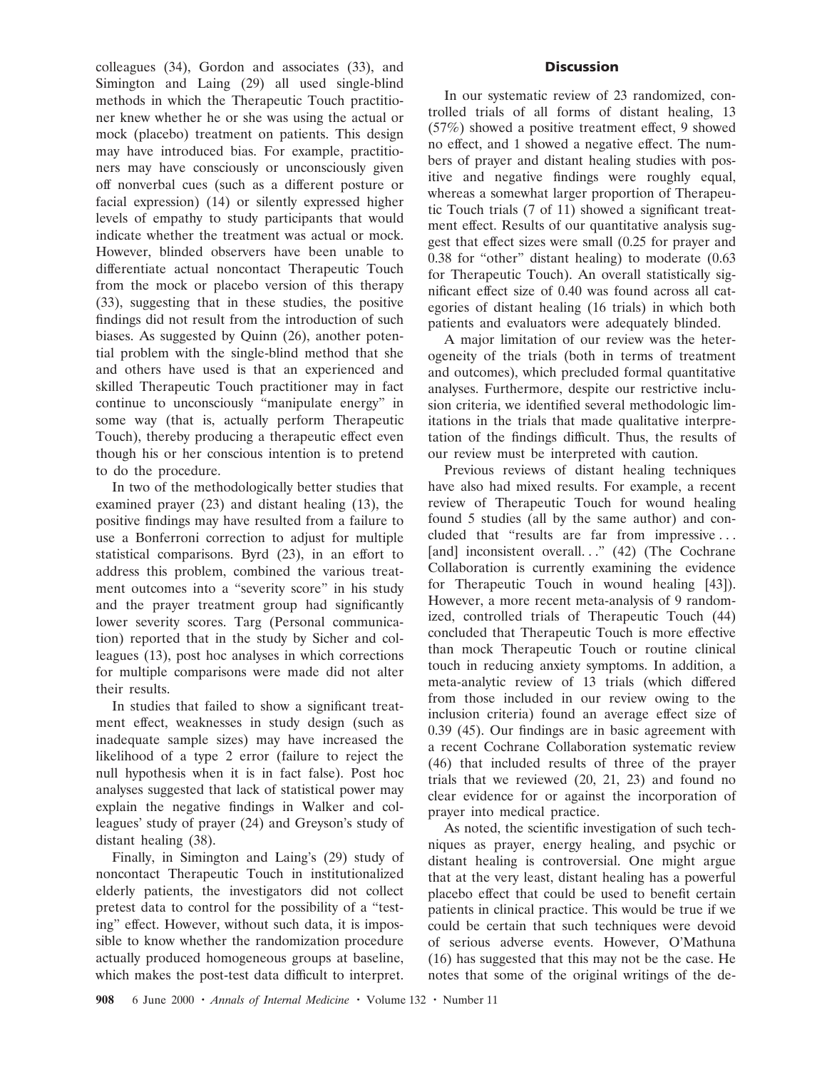colleagues (34), Gordon and associates (33), and Simington and Laing (29) all used single-blind methods in which the Therapeutic Touch practitioner knew whether he or she was using the actual or mock (placebo) treatment on patients. This design may have introduced bias. For example, practitioners may have consciously or unconsciously given off nonverbal cues (such as a different posture or facial expression) (14) or silently expressed higher levels of empathy to study participants that would indicate whether the treatment was actual or mock. However, blinded observers have been unable to differentiate actual noncontact Therapeutic Touch from the mock or placebo version of this therapy (33), suggesting that in these studies, the positive findings did not result from the introduction of such biases. As suggested by Quinn (26), another potential problem with the single-blind method that she and others have used is that an experienced and skilled Therapeutic Touch practitioner may in fact continue to unconsciously "manipulate energy" in some way (that is, actually perform Therapeutic Touch), thereby producing a therapeutic effect even though his or her conscious intention is to pretend to do the procedure.

In two of the methodologically better studies that examined prayer (23) and distant healing (13), the positive findings may have resulted from a failure to use a Bonferroni correction to adjust for multiple statistical comparisons. Byrd (23), in an effort to address this problem, combined the various treatment outcomes into a "severity score" in his study and the prayer treatment group had significantly lower severity scores. Targ (Personal communication) reported that in the study by Sicher and colleagues (13), post hoc analyses in which corrections for multiple comparisons were made did not alter their results.

In studies that failed to show a significant treatment effect, weaknesses in study design (such as inadequate sample sizes) may have increased the likelihood of a type 2 error (failure to reject the null hypothesis when it is in fact false). Post hoc analyses suggested that lack of statistical power may explain the negative findings in Walker and colleagues' study of prayer (24) and Greyson's study of distant healing (38).

Finally, in Simington and Laing's (29) study of noncontact Therapeutic Touch in institutionalized elderly patients, the investigators did not collect pretest data to control for the possibility of a "testing" effect. However, without such data, it is impossible to know whether the randomization procedure actually produced homogeneous groups at baseline, which makes the post-test data difficult to interpret.

## Discussion

In our systematic review of 23 randomized, controlled trials of all forms of distant healing, 13 (57%) showed a positive treatment effect, 9 showed no effect, and 1 showed a negative effect. The numbers of prayer and distant healing studies with positive and negative findings were roughly equal, whereas a somewhat larger proportion of Therapeutic Touch trials (7 of 11) showed a significant treatment effect. Results of our quantitative analysis suggest that effect sizes were small (0.25 for prayer and 0.38 for "other" distant healing) to moderate (0.63 for Therapeutic Touch). An overall statistically significant effect size of 0.40 was found across all categories of distant healing (16 trials) in which both patients and evaluators were adequately blinded.

A major limitation of our review was the heterogeneity of the trials (both in terms of treatment and outcomes), which precluded formal quantitative analyses. Furthermore, despite our restrictive inclusion criteria, we identified several methodologic limitations in the trials that made qualitative interpretation of the findings difficult. Thus, the results of our review must be interpreted with caution.

Previous reviews of distant healing techniques have also had mixed results. For example, a recent review of Therapeutic Touch for wound healing found 5 studies (all by the same author) and concluded that "results are far from impressive . . . [and] inconsistent overall. . ." (42) (The Cochrane Collaboration is currently examining the evidence for Therapeutic Touch in wound healing [43]). However, a more recent meta-analysis of 9 randomized, controlled trials of Therapeutic Touch (44) concluded that Therapeutic Touch is more effective than mock Therapeutic Touch or routine clinical touch in reducing anxiety symptoms. In addition, a meta-analytic review of 13 trials (which differed from those included in our review owing to the inclusion criteria) found an average effect size of 0.39 (45). Our findings are in basic agreement with a recent Cochrane Collaboration systematic review (46) that included results of three of the prayer trials that we reviewed (20, 21, 23) and found no clear evidence for or against the incorporation of prayer into medical practice.

As noted, the scientific investigation of such techniques as prayer, energy healing, and psychic or distant healing is controversial. One might argue that at the very least, distant healing has a powerful placebo effect that could be used to benefit certain patients in clinical practice. This would be true if we could be certain that such techniques were devoid of serious adverse events. However, O'Mathuna (16) has suggested that this may not be the case. He notes that some of the original writings of the de-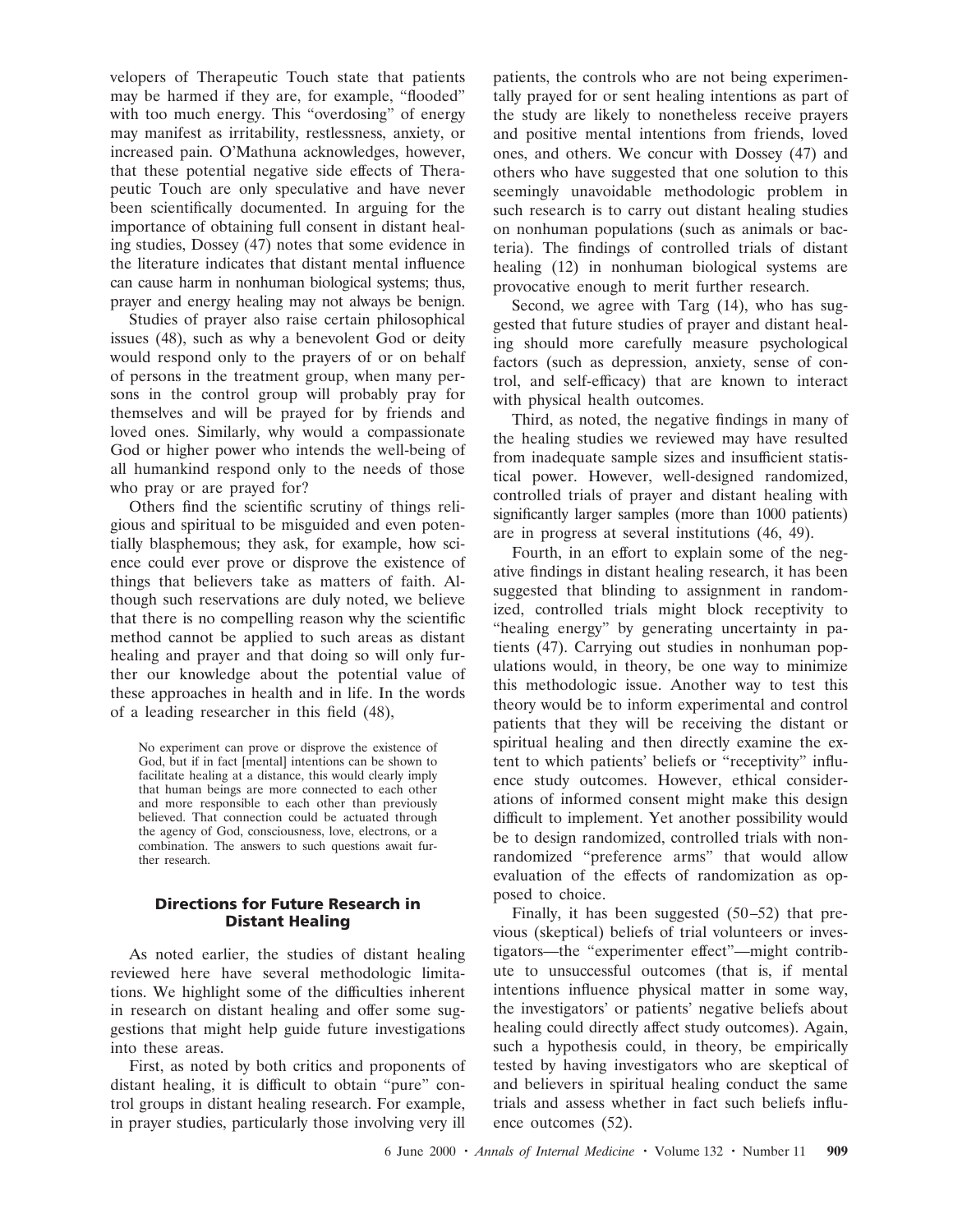velopers of Therapeutic Touch state that patients may be harmed if they are, for example, "flooded" with too much energy. This "overdosing" of energy may manifest as irritability, restlessness, anxiety, or increased pain. O'Mathuna acknowledges, however, that these potential negative side effects of Therapeutic Touch are only speculative and have never been scientifically documented. In arguing for the importance of obtaining full consent in distant healing studies, Dossey (47) notes that some evidence in the literature indicates that distant mental influence can cause harm in nonhuman biological systems; thus, prayer and energy healing may not always be benign.

Studies of prayer also raise certain philosophical issues (48), such as why a benevolent God or deity would respond only to the prayers of or on behalf of persons in the treatment group, when many persons in the control group will probably pray for themselves and will be prayed for by friends and loved ones. Similarly, why would a compassionate God or higher power who intends the well-being of all humankind respond only to the needs of those who pray or are prayed for?

Others find the scientific scrutiny of things religious and spiritual to be misguided and even potentially blasphemous; they ask, for example, how science could ever prove or disprove the existence of things that believers take as matters of faith. Although such reservations are duly noted, we believe that there is no compelling reason why the scientific method cannot be applied to such areas as distant healing and prayer and that doing so will only further our knowledge about the potential value of these approaches in health and in life. In the words of a leading researcher in this field (48),

> No experiment can prove or disprove the existence of God, but if in fact [mental] intentions can be shown to facilitate healing at a distance, this would clearly imply that human beings are more connected to each other and more responsible to each other than previously believed. That connection could be actuated through the agency of God, consciousness, love, electrons, or a combination. The answers to such questions await further research.

### Directions for Future Research in Distant Healing

As noted earlier, the studies of distant healing reviewed here have several methodologic limitations. We highlight some of the difficulties inherent in research on distant healing and offer some suggestions that might help guide future investigations into these areas.

First, as noted by both critics and proponents of distant healing, it is difficult to obtain "pure" control groups in distant healing research. For example, in prayer studies, particularly those involving very ill patients, the controls who are not being experimentally prayed for or sent healing intentions as part of the study are likely to nonetheless receive prayers and positive mental intentions from friends, loved ones, and others. We concur with Dossey (47) and others who have suggested that one solution to this seemingly unavoidable methodologic problem in such research is to carry out distant healing studies on nonhuman populations (such as animals or bacteria). The findings of controlled trials of distant healing (12) in nonhuman biological systems are provocative enough to merit further research.

Second, we agree with Targ (14), who has suggested that future studies of prayer and distant healing should more carefully measure psychological factors (such as depression, anxiety, sense of control, and self-efficacy) that are known to interact with physical health outcomes.

Third, as noted, the negative findings in many of the healing studies we reviewed may have resulted from inadequate sample sizes and insufficient statistical power. However, well-designed randomized, controlled trials of prayer and distant healing with significantly larger samples (more than 1000 patients) are in progress at several institutions (46, 49).

Fourth, in an effort to explain some of the negative findings in distant healing research, it has been suggested that blinding to assignment in randomized, controlled trials might block receptivity to "healing energy" by generating uncertainty in patients (47). Carrying out studies in nonhuman populations would, in theory, be one way to minimize this methodologic issue. Another way to test this theory would be to inform experimental and control patients that they will be receiving the distant or spiritual healing and then directly examine the extent to which patients' beliefs or "receptivity" influence study outcomes. However, ethical considerations of informed consent might make this design difficult to implement. Yet another possibility would be to design randomized, controlled trials with nonrandomized "preference arms" that would allow evaluation of the effects of randomization as opposed to choice.

Finally, it has been suggested (50–52) that previous (skeptical) beliefs of trial volunteers or investigators—the "experimenter effect"—might contribute to unsuccessful outcomes (that is, if mental intentions influence physical matter in some way, the investigators' or patients' negative beliefs about healing could directly affect study outcomes). Again, such a hypothesis could, in theory, be empirically tested by having investigators who are skeptical of and believers in spiritual healing conduct the same trials and assess whether in fact such beliefs influence outcomes (52).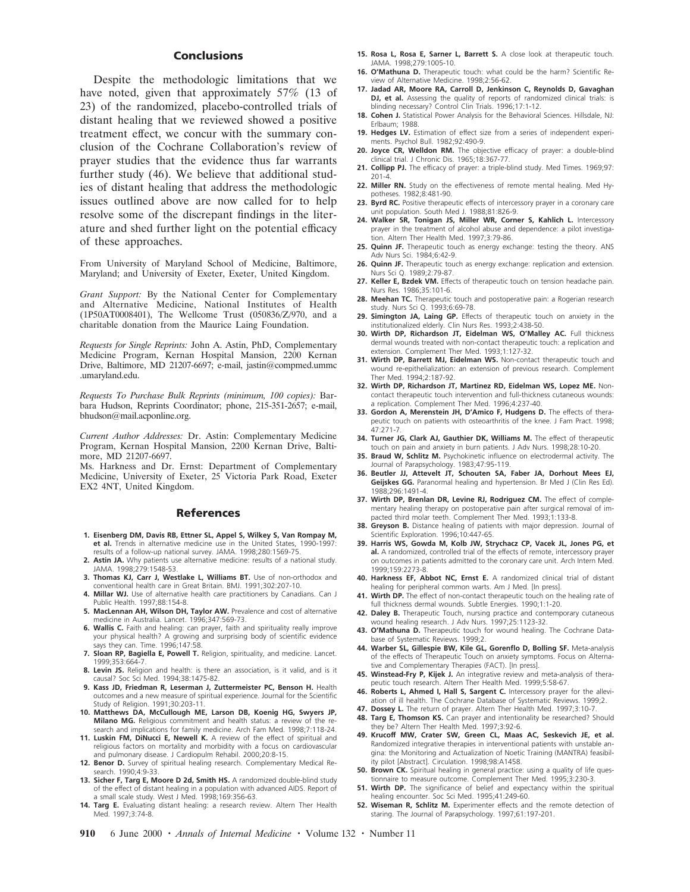## Conclusions

Despite the methodologic limitations that we have noted, given that approximately 57% (13 of 23) of the randomized, placebo-controlled trials of distant healing that we reviewed showed a positive treatment effect, we concur with the summary conclusion of the Cochrane Collaboration's review of prayer studies that the evidence thus far warrants further study (46). We believe that additional studies of distant healing that address the methodologic issues outlined above are now called for to help resolve some of the discrepant findings in the literature and shed further light on the potential efficacy of these approaches.

From University of Maryland School of Medicine, Baltimore, Maryland; and University of Exeter, Exeter, United Kingdom.

*Grant Support:* By the National Center for Complementary and Alternative Medicine, National Institutes of Health (1P50AT0008401), The Wellcome Trust (050836/Z/970, and a charitable donation from the Maurice Laing Foundation.

*Requests for Single Reprints:* John A. Astin, PhD, Complementary Medicine Program, Kernan Hospital Mansion, 2200 Kernan Drive, Baltimore, MD 21207-6697; e-mail, jastin@compmed.ummc.umaryland.edu.

*Requests To Purchase Bulk Reprints (minimum, 100 copies):* Barbara Hudson, Reprints Coordinator; phone, 215-351-2657; e-mail, bhudson@mail.acponline.org.

*Current Author Addresses:* Dr. Astin: Complementary Medicine Program, Kernan Hospital Mansion, 2200 Kernan Drive, Baltimore, MD 21207-6697.

Ms. Harkness and Dr. Ernst: Department of Complementary Medicine, University of Exeter, 25 Victoria Park Road, Exeter EX2 4NT, United Kingdom.

## References

1. **Eisenberg DM, Davis RB, Ettner SL, Appel S, Wilkey S, Van Rompay M, et al.** Trends in alternative medicine use in the United States, 1990-1997: results of a follow-up national survey. JAMA. 1998;280:1569-75.
2. **Astin JA.** Why patients use alternative medicine: results of a national study. JAMA. 1998;279:1548-53.
3. **Thomas KJ, Carr J, Westlake L, Williams BT.** Use of non-orthodox and conventional health care in Great Britain. BMJ. 1991;302:207-10.
4. **Millar WJ.** Use of alternative health care practitioners by Canadians. Can J Public Health. 1997;88:154-8.
5. **MacLennan AH, Wilson DH, Taylor AW.** Prevalence and cost of alternative medicine in Australia. Lancet. 1996;347:569-73.
6. **Wallis C.** Faith and healing: can prayer, faith and spirituality really improve your physical health? A growing and surprising body of scientific evidence says they can. Time. 1996;147:58.
7. **Sloan RP, Bagiella E, Powell T.** Religion, spirituality, and medicine. Lancet. 1999;353:664-7.
8. **Levin JS.** Religion and health: is there an association, is it valid, and is it causal? Soc Sci Med. 1994;38:1475-82.
9. **Kass JD, Friedman R, Leserman J, Zuttermeister PC, Benson H.** Health outcomes and a new measure of spiritual experience. Journal for the Scientific Study of Religion. 1991;30:203-11.
10. **Matthews DA, McCullough ME, Larson DB, Koenig HG, Swyers JP, Milano MG.** Religious commitment and health status: a review of the research and implications for family medicine. Arch Fam Med. 1998;7:118-24.
11. **Luskin FM, DiNucci E, Newell K.** A review of the effect of spiritual and religious factors on mortality and morbidity with a focus on cardiovascular and pulmonary disease. J Cardiopulm Rehabil. 2000;20:8-15.
12. **Benor D.** Survey of spiritual healing research. Complementary Medical Research. 1990;4:9-33.
13. **Sicher F, Targ E, Moore D 2d, Smith HS.** A randomized double-blind study of the effect of distant healing in a population with advanced AIDS. Report of a small scale study. West J Med. 1998;169:356-63.
14. **Targ E.** Evaluating distant healing: a research review. Altern Ther Health Med. 1997;3:74-8.
15. **Rosa L, Rosa E, Sarner L, Barrett S.** A close look at therapeutic touch. JAMA. 1998;279:1005-10.
16. **O'Mathuna D.** Therapeutic touch: what could be the harm? Scientific Review of Alternative Medicine. 1998;2:56-62.
17. **Jadad AR, Moore RA, Carroll D, Jenkinson C, Reynolds D, Gavaghan DJ, et al.** Assessing the quality of reports of randomized clinical trials: is blinding necessary? Control Clin Trials. 1996;17:1-12.
18. **Cohen J.** Statistical Power Analysis for the Behavioral Sciences. Hillsdale, NJ: Erlbaum; 1988.
19. **Hedges LV.** Estimation of effect size from a series of independent experiments. Psychol Bull. 1982;92:490-9.
20. **Joyce CR, Welldon RM.** The objective efficacy of prayer: a double-blind clinical trial. J Chronic Dis. 1965;18:367-77.
21. **Collipp PJ.** The efficacy of prayer: a triple-blind study. Med Times. 1969;97:201-4.
22. **Miller RN.** Study on the effectiveness of remote mental healing. Med Hypotheses. 1982;8:481-90.
23. **Byrd RC.** Positive therapeutic effects of intercessory prayer in a coronary care unit population. South Med J. 1988;81:826-9.
24. **Walker SR, Tonigan JS, Miller WR, Corner S, Kahlich L.** Intercessory prayer in the treatment of alcohol abuse and dependence: a pilot investigation. Altern Ther Health Med. 1997;3:79-86.
25. **Quinn JF.** Therapeutic touch as energy exchange: testing the theory. ANS Adv Nurs Sci. 1984;6:42-9.
26. **Quinn JF.** Therapeutic touch as energy exchange: replication and extension. Nurs Sci Q. 1989;2:79-87.
27. **Keller E, Bzdek VM.** Effects of therapeutic touch on tension headache pain. Nurs Res. 1986;35:101-6.
28. **Meehan TC.** Therapeutic touch and postoperative pain: a Rogerian research study. Nurs Sci Q. 1993;6:69-78.
29. **Simington JA, Laing GP.** Effects of therapeutic touch on anxiety in the institutionalized elderly. Clin Nurs Res. 1993;2:438-50.
30. **Wirth DP, Richardson JT, Eidelman WS, O'Malley AC.** Full thickness dermal wounds treated with non-contact therapeutic touch: a replication and extension. Complement Ther Med. 1993;1:127-32.
31. **Wirth DP, Barrett MJ, Eidelman WS.** Non-contact therapeutic touch and wound re-epithelialization: an extension of previous research. Complement Ther Med. 1994;2:187-92.
32. **Wirth DP, Richardson JT, Martinez RD, Eidelman WS, Lopez ME.** Non-contact therapeutic touch intervention and full-thickness cutaneous wounds: a replication. Complement Ther Med. 1996;4:237-40.
33. **Gordon A, Merenstein JH, D'Amico F, Hudgens D.** The effects of therapeutic touch on patients with osteoarthritis of the knee. J Fam Pract. 1998;47:271-7.
34. **Turner JG, Clark AJ, Gauthier DK, Williams M.** The effect of therapeutic touch on pain and anxiety in burn patients. J Adv Nurs. 1998;28:10-20.
35. **Braud W, Schlitz M.** Psychokinetic influence on electrodermal activity. The Journal of Parapsychology. 1983;47:95-119.
36. **Beutler JJ, Attevelt JT, Schouten SA, Faber JA, Dorhout Mees EJ, Geijskes GG.** Paranormal healing and hypertension. Br Med J (Clin Res Ed). 1988;296:1491-4.
37. **Wirth DP, Brenlan DR, Levine RJ, Rodriguez CM.** The effect of complementary healing therapy on postoperative pain after surgical removal of impacted third molar teeth. Complement Ther Med. 1993;1:133-8.
38. **Greyson B.** Distance healing of patients with major depression. Journal of Scientific Exploration. 1996;10:447-65.
39. **Harris WS, Gowda M, Kolb JW, Strychacz CP, Vacek JL, Jones PG, et al.** A randomized, controlled trial of the effects of remote, intercessory prayer on outcomes in patients admitted to the coronary care unit. Arch Intern Med. 1999;159:2273-8.
40. **Harkness EF, Abbot NC, Ernst E.** A randomized clinical trial of distant healing for peripheral common warts. Am J Med. [In press].
41. **Wirth DP.** The effect of non-contact therapeutic touch on the healing rate of full thickness dermal wounds. Subtle Energies. 1990;1:1-20.
42. **Daley B.** Therapeutic Touch, nursing practice and contemporary cutaneous wound healing research. J Adv Nurs. 1997;25:1123-32.
43. **O'Mathuna D.** Therapeutic touch for wound healing. The Cochrane Database of Systematic Reviews. 1999;2.
44. **Warber SL, Gillespie BW, Kile GL, Gorenflo D, Bolling SF.** Meta-analysis of the effects of Therapeutic Touch on anxiety symptoms. Focus on Alternative and Complementary Therapies (FACT). [In press].
45. **Winstead-Fry P, Kijek J.** An integrative review and meta-analysis of therapeutic touch research. Altern Ther Health Med. 1999;5:58-67.
46. **Roberts L, Ahmed I, Hall S, Sargent C.** Intercessory prayer for the alleviation of ill health. The Cochrane Database of Systematic Reviews. 1999;2.
47. **Dossey L.** The return of prayer. Altern Ther Health Med. 1997;3:10-7.
48. **Targ E, Thomson KS.** Can prayer and intentionality be researched? Should they be? Altern Ther Health Med. 1997;3:92-6.
49. **Krucoff MW, Crater SW, Green CL, Maas AC, Seskevich JE, et al.** Randomized integrative therapies in interventional patients with unstable angina: the Monitoring and Actualization of Noetic Training (MANTRA) feasibility pilot [Abstract]. Circulation. 1998;98:A1458.
50. **Brown CK.** Spiritual healing in general practice: using a quality of life questionnaire to measure outcome. Complement Ther Med. 1995;3:230-3.
51. **Wirth DP.** The significance of belief and expectancy within the spiritual healing encounter. Soc Sci Med. 1995;41:249-60.
52. **Wiseman R, Schlitz M.** Experimenter effects and the remote detection of staring. The Journal of Parapsychology. 1997;61:197-201.